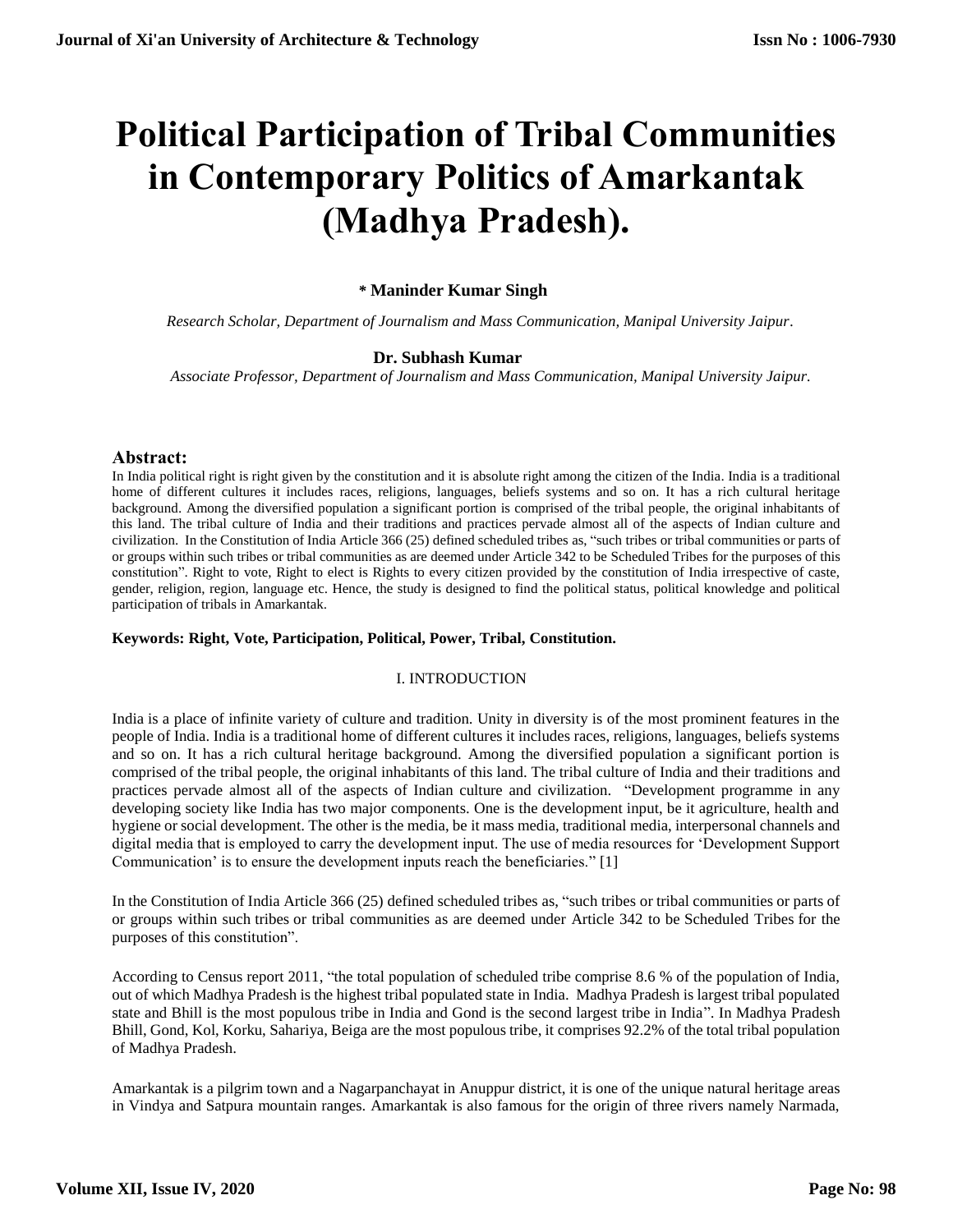# Political Participation of Tribal Communities in Contemporary Politics of Amarkantak (Madhya Pradesh).

**\* Maninder Kumar Singh**

*Research Scholar, Department of Journalism and Mass Communication, Manipal University Jaipur.*

**Dr. Subhash Kumar**

*Associate Professor, Department of Journalism and Mass Communication, Manipal University Jaipur.*

## Abstract:

In India political right is right given by the constitution and it is absolute right among the citizen of the India. India is a traditional home of different cultures it includes races, religions, languages, beliefs systems and so on. It has a rich cultural heritage background. Among the diversified population a significant portion is comprised of the tribal people, the original inhabitants of this land. The tribal culture of India and their traditions and practices pervade almost all of the aspects of Indian culture and civilization. In the Constitution of India Article 366 (25) defined scheduled tribes as, "such tribes or tribal communities or parts of or groups within such tribes or tribal communities as are deemed under Article 342 to be Scheduled Tribes for the purposes of this constitution". Right to vote, Right to elect is Rights to every citizen provided by the constitution of India irrespective of caste, gender, religion, region, language etc. Hence, the study is designed to find the political status, political knowledge and political participation of tribals in Amarkantak.

**Keywords: Right, Vote, Participation, Political, Power, Tribal, Constitution.**

## I. INTRODUCTION

India is a place of infinite variety of culture and tradition. Unity in diversity is of the most prominent features in the people of India. India is a traditional home of different cultures it includes races, religions, languages, beliefs systems and so on. It has a rich cultural heritage background. Among the diversified population a significant portion is comprised of the tribal people, the original inhabitants of this land. The tribal culture of India and their traditions and practices pervade almost all of the aspects of Indian culture and civilization. "Development programme in any developing society like India has two major components. One is the development input, be it agriculture, health and hygiene or social development. The other is the media, be it mass media, traditional media, interpersonal channels and digital media that is employed to carry the development input. The use of media resources for 'Development Support Communication' is to ensure the development inputs reach the beneficiaries." [1]

In the Constitution of India Article 366 (25) defined scheduled tribes as, "such tribes or tribal communities or parts of or groups within such tribes or tribal communities as are deemed under Article 342 to be Scheduled Tribes for the purposes of this constitution".

According to Census report 2011, "the total population of scheduled tribe comprise 8.6 % of the population of India, out of which Madhya Pradesh is the highest tribal populated state in India. Madhya Pradesh is largest tribal populated state and Bhill is the most populous tribe in India and Gond is the second largest tribe in India". In Madhya Pradesh Bhill, Gond, Kol, Korku, Sahariya, Beiga are the most populous tribe, it comprises 92.2% of the total tribal population of Madhya Pradesh.

Amarkantak is a pilgrim town and a Nagarpanchayat in Anuppur district, it is one of the unique natural heritage areas in Vindya and Satpura mountain ranges. Amarkantak is also famous for the origin of three rivers namely Narmada,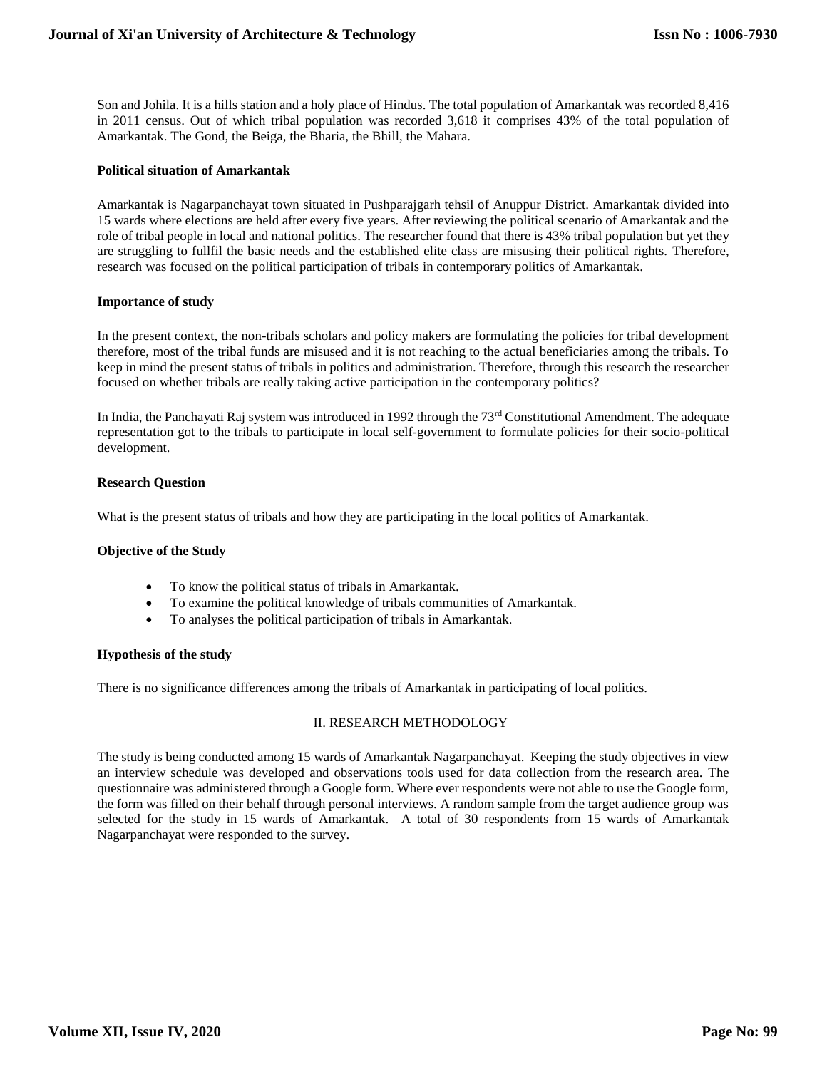Son and Johila. It is a hills station and a holy place of Hindus. The total population of Amarkantak was recorded 8,416 in 2011 census. Out of which tribal population was recorded 3,618 it comprises 43% of the total population of Amarkantak. The Gond, the Beiga, the Bharia, the Bhill, the Mahara.

### Political situation of Amarkantak

Amarkantak is Nagarpanchayat town situated in Pushparajgarh tehsil of Anuppur District. Amarkantak divided into 15 wards where elections are held after every five years. After reviewing the political scenario of Amarkantak and the role of tribal people in local and national politics. The researcher found that there is 43% tribal population but yet they are struggling to fullfil the basic needs and the established elite class are misusing their political rights. Therefore, research was focused on the political participation of tribals in contemporary politics of Amarkantak.

### Importance of study

In the present context, the non-tribals scholars and policy makers are formulating the policies for tribal development therefore, most of the tribal funds are misused and it is not reaching to the actual beneficiaries among the tribals. To keep in mind the present status of tribals in politics and administration. Therefore, through this research the researcher focused on whether tribals are really taking active participation in the contemporary politics?

In India, the Panchayati Raj system was introduced in 1992 through the 73rd Constitutional Amendment. The adequate representation got to the tribals to participate in local self-government to formulate policies for their socio-political development.

### Research Question

What is the present status of tribals and how they are participating in the local politics of Amarkantak.

### Objective of the Study

- To know the political status of tribals in Amarkantak.
- To examine the political knowledge of tribals communities of Amarkantak.
- To analyses the political participation of tribals in Amarkantak.

### Hypothesis of the study

There is no significance differences among the tribals of Amarkantak in participating of local politics.

## II. RESEARCH METHODOLOGY

The study is being conducted among 15 wards of Amarkantak Nagarpanchayat. Keeping the study objectives in view an interview schedule was developed and observations tools used for data collection from the research area. The questionnaire was administered through a Google form. Where ever respondents were not able to use the Google form, the form was filled on their behalf through personal interviews. A random sample from the target audience group was selected for the study in 15 wards of Amarkantak. A total of 30 respondents from 15 wards of Amarkantak Nagarpanchayat were responded to the survey.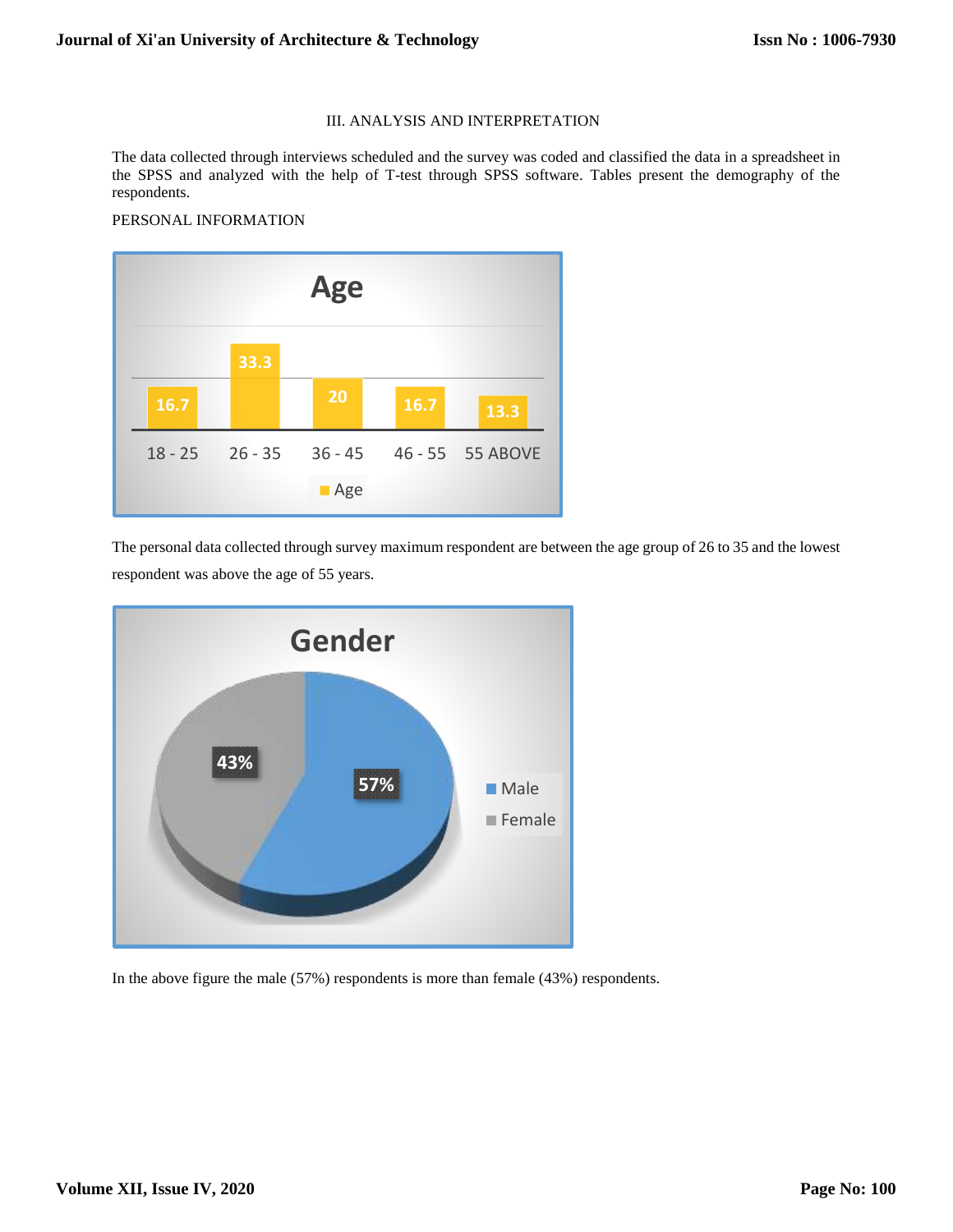## III. ANALYSIS AND INTERPRETATION

The data collected through interviews scheduled and the survey was coded and classified the data in a spreadsheet in the SPSS and analyzed with the help of T-test through SPSS software. Tables present the demography of the respondents.

PERSONAL INFORMATION

| Age | 18 - 25 | 26 - 35 | 36 - 45 | 46 - 55 | 55 ABOVE |
|---|---|---|---|---|---|
| Age | 16.7 | 33.3 | 20 | 16.7 | 13.3 |

The personal data collected through survey maximum respondent are between the age group of 26 to 35 and the lowest respondent was above the age of 55 years.

| Gender | Percentage |
|---|---|
| Male | 57% |
| Female | 43% |

In the above figure the male (57%) respondents is more than female (43%) respondents.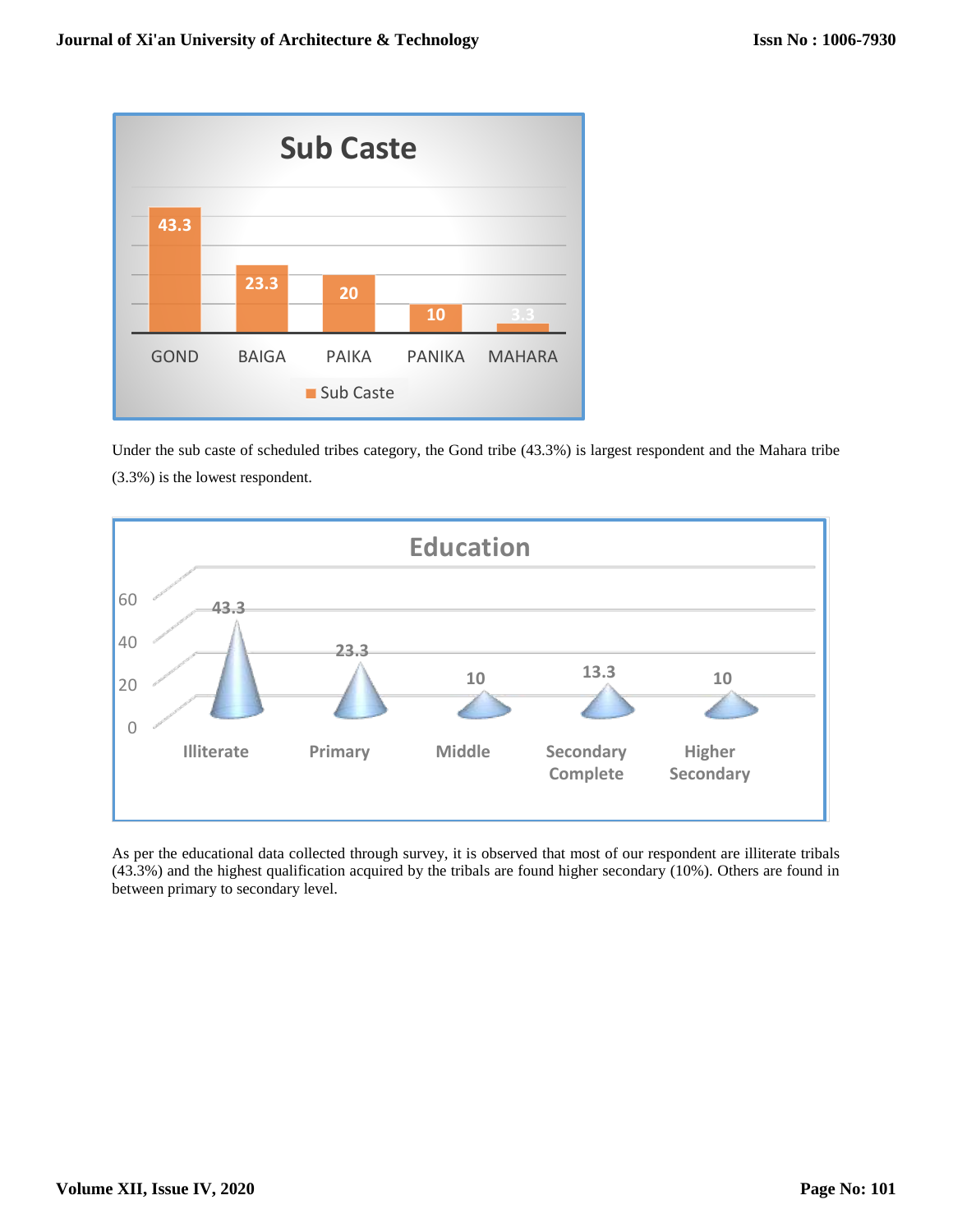Under the sub caste of scheduled tribes category, the Gond tribe (43.3%) is largest respondent and the Mahara tribe (3.3%) is the lowest respondent.

As per the educational data collected through survey, it is observed that most of our respondent are illiterate tribals (43.3%) and the highest qualification acquired by the tribals are found higher secondary (10%). Others are found in between primary to secondary level.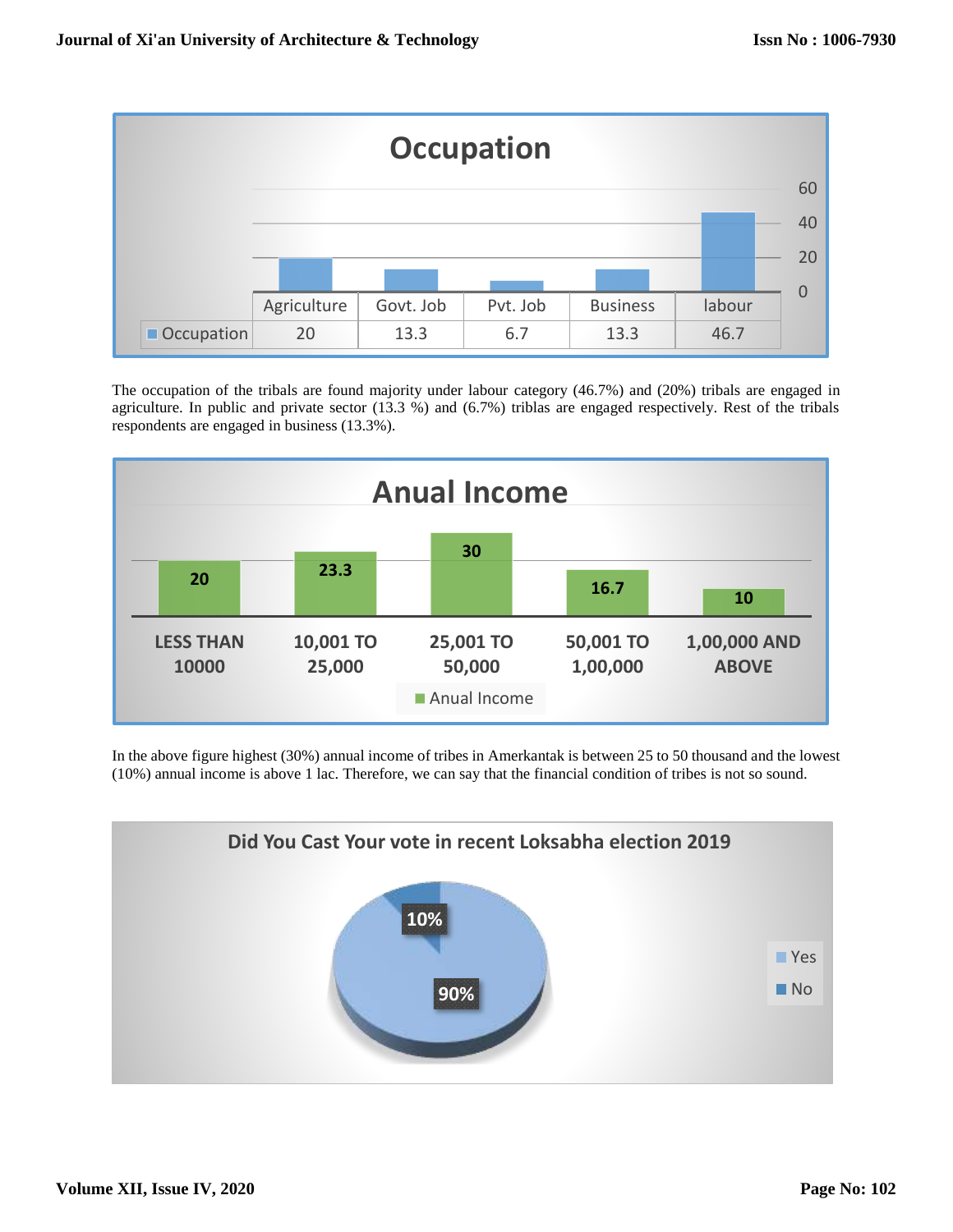**Occupation**

| | Agriculture | Govt. Job | Pvt. Job | Business | labour |
|---|---|---|---|---|---|
| Occupation | 20 | 13.3 | 6.7 | 13.3 | 46.7 |

The occupation of the tribals are found majority under labour category (46.7%) and (20%) tribals are engaged in agriculture. In public and private sector (13.3 %) and (6.7%) triblas are engaged respectively. Rest of the tribals respondents are engaged in business (13.3%).

**Anual Income**

| | LESS THAN 10000 | 10,001 TO 25,000 | 25,001 TO 50,000 | 50,001 TO 1,00,000 | 1,00,000 AND ABOVE |
|---|---|---|---|---|---|
| Anual Income | 20 | 23.3 | 30 | 16.7 | 10 |

In the above figure highest (30%) annual income of tribes in Amerkantak is between 25 to 50 thousand and the lowest (10%) annual income is above 1 lac. Therefore, we can say that the financial condition of tribes is not so sound.

**Did You Cast Your vote in recent Loksabha election 2019**

| Response | Percentage |
|---|---|
| Yes | 90% |
| No | 10% |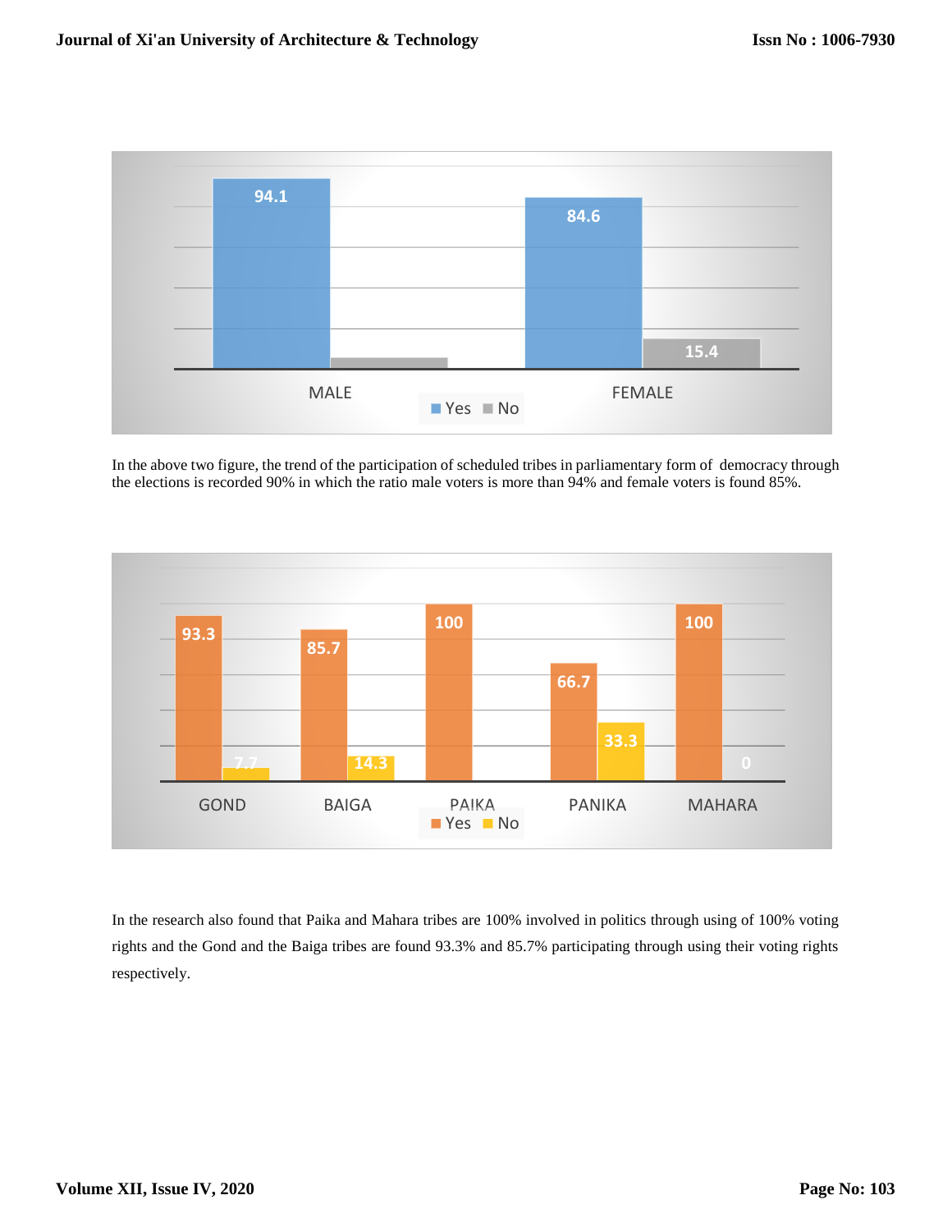In the above two figure, the trend of the participation of scheduled tribes in parliamentary form of democracy through the elections is recorded 90% in which the ratio male voters is more than 94% and female voters is found 85%.

In the research also found that Paika and Mahara tribes are 100% involved in politics through using of 100% voting rights and the Gond and the Baiga tribes are found 93.3% and 85.7% participating through using their voting rights respectively.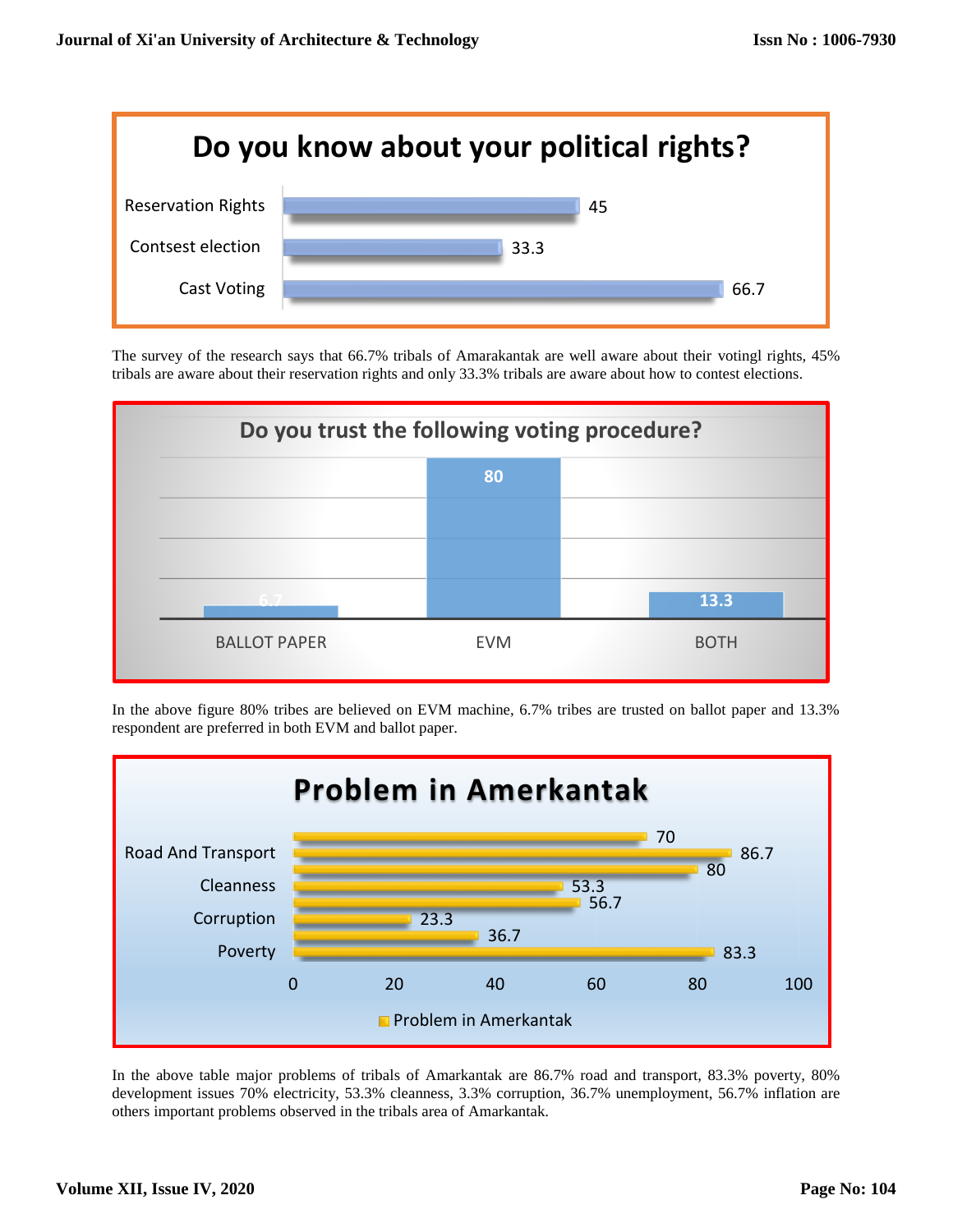**Do you know about your political rights?**

| Right | % |
|---|---|
| Reservation Rights | 45 |
| Contsest election | 33.3 |
| Cast Voting | 66.7 |

The survey of the research says that 66.7% tribals of Amarakantak are well aware about their votingl rights, 45% tribals are aware about their reservation rights and only 33.3% tribals are aware about how to contest elections.

**Do you trust the following voting procedure?**

| Procedure | % |
|---|---|
| BALLOT PAPER | 6.7 |
| EVM | 80 |
| BOTH | 13.3 |

In the above figure 80% tribes are believed on EVM machine, 6.7% tribes are trusted on ballot paper and 13.3% respondent are preferred in both EVM and ballot paper.

**Problem in Amerkantak**

| Problem | % |
|---|---|
|  | 70 |
| Road And Transport | 86.7 |
|  | 80 |
| Cleanness | 53.3 |
|  | 56.7 |
| Corruption | 23.3 |
|  | 36.7 |
| Poverty | 83.3 |

In the above table major problems of tribals of Amarkantak are 86.7% road and transport, 83.3% poverty, 80% development issues 70% electricity, 53.3% cleanness, 3.3% corruption, 36.7% unemployment, 56.7% inflation are others important problems observed in the tribals area of Amarkantak.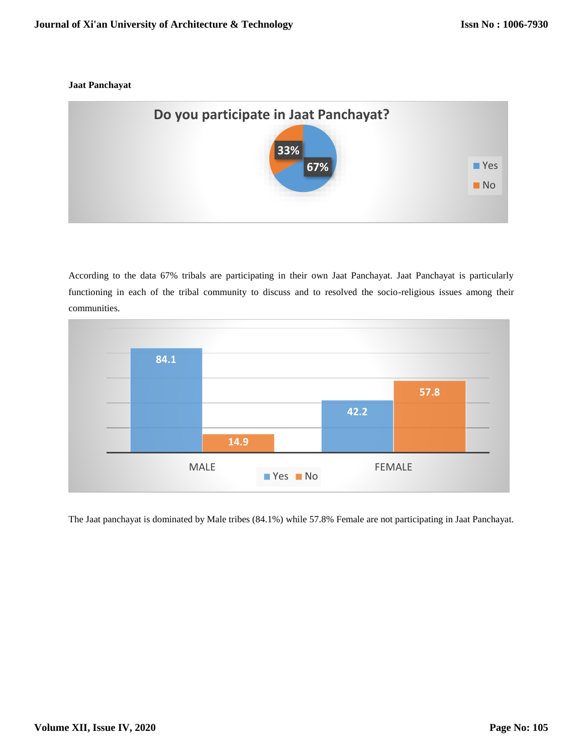**Jaat Panchayat**

Do you participate in Jaat Panchayat?

Yes 67%, No 33%

According to the data 67% tribals are participating in their own Jaat Panchayat. Jaat Panchayat is particularly functioning in each of the tribal community to discuss and to resolved the socio-religious issues among their communities.

| | Yes | No |
|---|---|---|
| MALE | 84.1 | 14.9 |
| FEMALE | 42.2 | 57.8 |

The Jaat panchayat is dominated by Male tribes (84.1%) while 57.8% Female are not participating in Jaat Panchayat.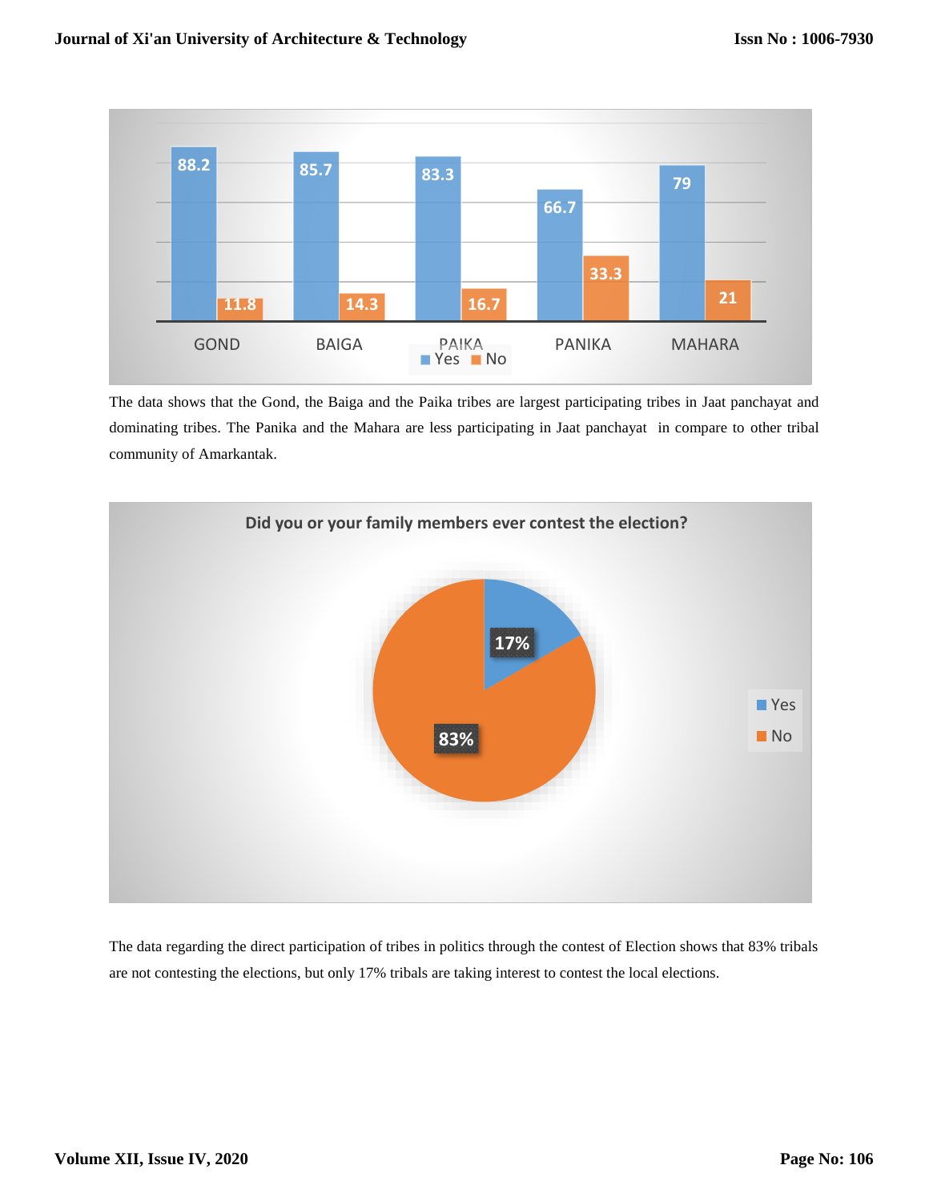| | GOND | BAIGA | PAIKA | PANIKA | MAHARA |
|---|---|---|---|---|---|
| Yes | 88.2 | 85.7 | 83.3 | 66.7 | 79 |
| No | 11.8 | 14.3 | 16.7 | 33.3 | 21 |

The data shows that the Gond, the Baiga and the Paika tribes are largest participating tribes in Jaat panchayat and dominating tribes. The Panika and the Mahara are less participating in Jaat panchayat in compare to other tribal community of Amarkantak.

**Did you or your family members ever contest the election?**

| Response | Percentage |
|---|---|
| Yes | 17% |
| No | 83% |

The data regarding the direct participation of tribes in politics through the contest of Election shows that 83% tribals are not contesting the elections, but only 17% tribals are taking interest to contest the local elections.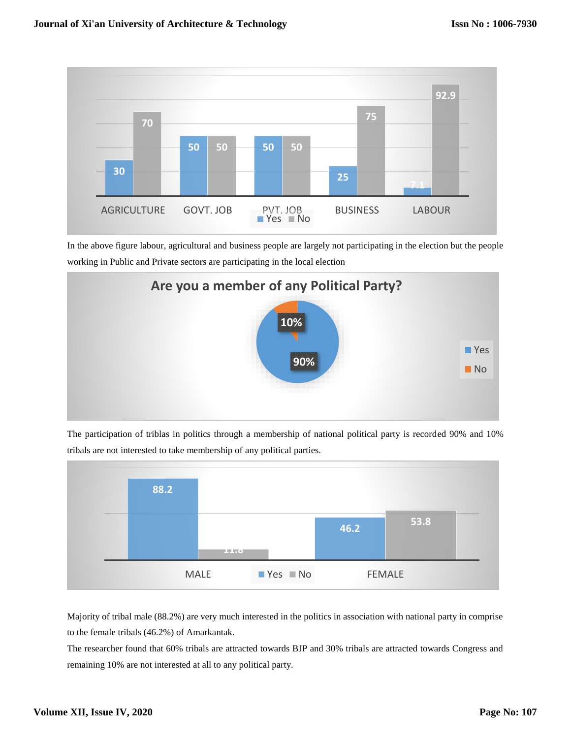| | AGRICULTURE | GOVT. JOB | PVT. JOB | BUSINESS | LABOUR |
|---|---|---|---|---|---|
| Yes | 30 | 50 | 50 | 25 | 7.1 |
| No | 70 | 50 | 50 | 75 | 92.9 |

In the above figure labour, agricultural and business people are largely not participating in the election but the people working in Public and Private sectors are participating in the local election

**Are you a member of any Political Party?**

| | % |
|---|---|
| Yes | 90% |
| No | 10% |

The participation of triblas in politics through a membership of national political party is recorded 90% and 10% tribals are not interested to take membership of any political parties.

| | MALE | FEMALE |
|---|---|---|
| Yes | 88.2 | 46.2 |
| No | 11.8 | 53.8 |

Majority of tribal male (88.2%) are very much interested in the politics in association with national party in comprise to the female tribals (46.2%) of Amarkantak.

The researcher found that 60% tribals are attracted towards BJP and 30% tribals are attracted towards Congress and remaining 10% are not interested at all to any political party.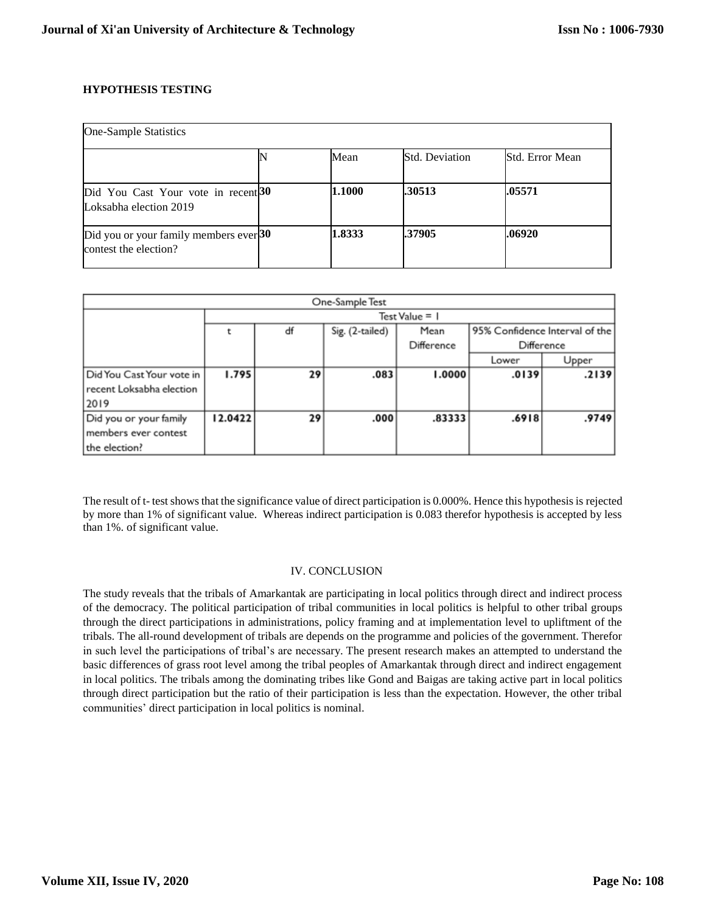## HYPOTHESIS TESTING

| One-Sample Statistics | | | | |
|---|---|---|---|---|
| | N | Mean | Std. Deviation | Std. Error Mean |
| Did You Cast Your vote in recent Loksabha election 2019 | **30** | **1.1000** | **.30513** | **.05571** |
| Did you or your family members ever contest the election? | **30** | **1.8333** | **.37905** | **.06920** |

| One-Sample Test | | | | | | |
|---|---|---|---|---|---|---|
| | Test Value = 1 | | | | | |
| | t | df | Sig. (2-tailed) | Mean Difference | 95% Confidence Interval of the Difference | |
| | | | | | Lower | Upper |
| Did You Cast Your vote in recent Loksabha election 2019 | **1.795** | **29** | **.083** | **1.0000** | **.0139** | **.2139** |
| Did you or your family members ever contest the election? | **12.0422** | **29** | **.000** | **.83333** | **.6918** | **.9749** |

The result of t- test shows that the significance value of direct participation is 0.000%. Hence this hypothesis is rejected by more than 1% of significant value. Whereas indirect participation is 0.083 therefor hypothesis is accepted by less than 1%. of significant value.

## IV. CONCLUSION

The study reveals that the tribals of Amarkantak are participating in local politics through direct and indirect process of the democracy. The political participation of tribal communities in local politics is helpful to other tribal groups through the direct participations in administrations, policy framing and at implementation level to upliftment of the tribals. The all-round development of tribals are depends on the programme and policies of the government. Therefor in such level the participations of tribal's are necessary. The present research makes an attempted to understand the basic differences of grass root level among the tribal peoples of Amarkantak through direct and indirect engagement in local politics. The tribals among the dominating tribes like Gond and Baigas are taking active part in local politics through direct participation but the ratio of their participation is less than the expectation. However, the other tribal communities' direct participation in local politics is nominal.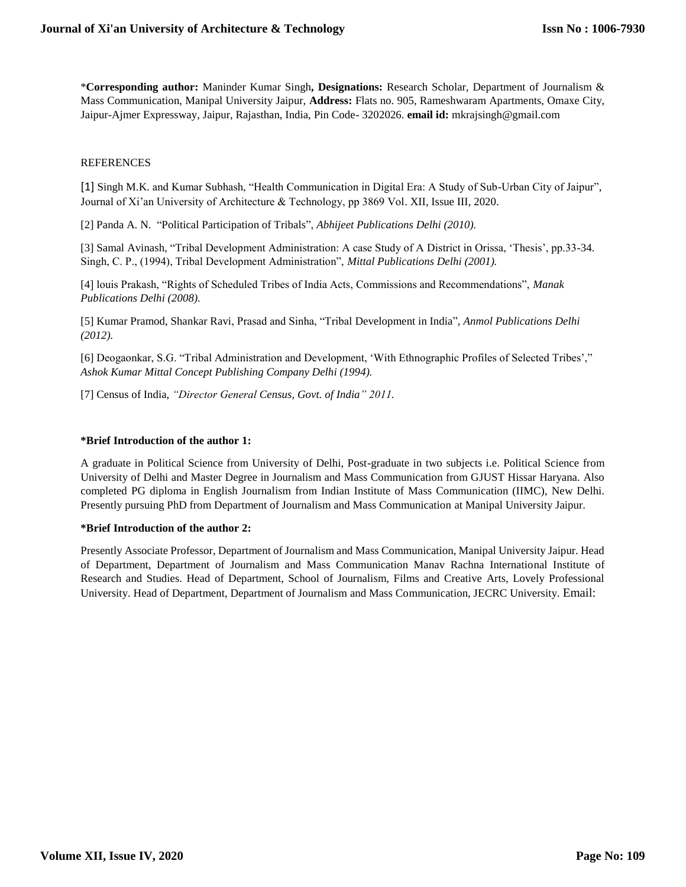\***Corresponding author:** Maninder Kumar Singh**, Designations:** Research Scholar, Department of Journalism & Mass Communication, Manipal University Jaipur, **Address:** Flats no. 905, Rameshwaram Apartments, Omaxe City, Jaipur-Ajmer Expressway, Jaipur, Rajasthan, India, Pin Code- 3202026. **email id:** mkrajsingh@gmail.com

REFERENCES

[1] Singh M.K. and Kumar Subhash, "Health Communication in Digital Era: A Study of Sub-Urban City of Jaipur", Journal of Xi'an University of Architecture & Technology, pp 3869 Vol. XII, Issue III, 2020.

[2] Panda A. N. "Political Participation of Tribals", *Abhijeet Publications Delhi (2010).*

[3] Samal Avinash, "Tribal Development Administration: A case Study of A District in Orissa, 'Thesis', pp.33-34. Singh, C. P., (1994), Tribal Development Administration", *Mittal Publications Delhi (2001).*

[4] louis Prakash, "Rights of Scheduled Tribes of India Acts, Commissions and Recommendations", *Manak Publications Delhi (2008).*

[5] Kumar Pramod, Shankar Ravi, Prasad and Sinha, "Tribal Development in India", *Anmol Publications Delhi (2012).*

[6] Deogaonkar, S.G. "Tribal Administration and Development, 'With Ethnographic Profiles of Selected Tribes'," *Ashok Kumar Mittal Concept Publishing Company Delhi (1994).*

[7] Census of India, *"Director General Census, Govt. of India" 2011.*

**\*Brief Introduction of the author 1:**

A graduate in Political Science from University of Delhi, Post-graduate in two subjects i.e. Political Science from University of Delhi and Master Degree in Journalism and Mass Communication from GJUST Hissar Haryana. Also completed PG diploma in English Journalism from Indian Institute of Mass Communication (IIMC), New Delhi. Presently pursuing PhD from Department of Journalism and Mass Communication at Manipal University Jaipur.

**\*Brief Introduction of the author 2:**

Presently Associate Professor, Department of Journalism and Mass Communication, Manipal University Jaipur. Head of Department, Department of Journalism and Mass Communication Manav Rachna International Institute of Research and Studies. Head of Department, School of Journalism, Films and Creative Arts, Lovely Professional University. Head of Department, Department of Journalism and Mass Communication, JECRC University. Email: